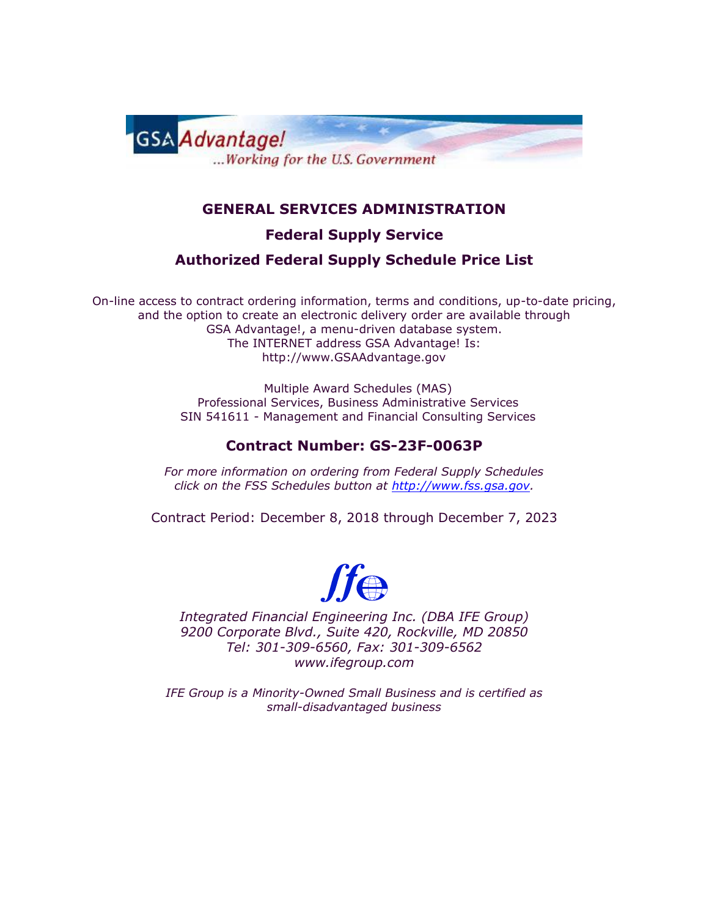GSA Advantage!
...Working for the U.S. Government

# GENERAL SERVICES ADMINISTRATION

## Federal Supply Service

## Authorized Federal Supply Schedule Price List

On-line access to contract ordering information, terms and conditions, up-to-date pricing, and the option to create an electronic delivery order are available through GSA Advantage!, a menu-driven database system.
The INTERNET address GSA Advantage! Is:
http://www.GSAAdvantage.gov

Multiple Award Schedules (MAS)
Professional Services, Business Administrative Services
SIN 541611 - Management and Financial Consulting Services

## Contract Number: GS-23F-0063P

*For more information on ordering from Federal Supply Schedules click on the FSS Schedules button at [http://www.fss.gsa.gov](http://www.fss.gsa.gov).*

Contract Period: December 8, 2018 through December 7, 2023

*Integrated Financial Engineering Inc. (DBA IFE Group)*
*9200 Corporate Blvd., Suite 420, Rockville, MD 20850*
*Tel: 301-309-6560, Fax: 301-309-6562*
*www.ifegroup.com*

*IFE Group is a Minority-Owned Small Business and is certified as small-disadvantaged business*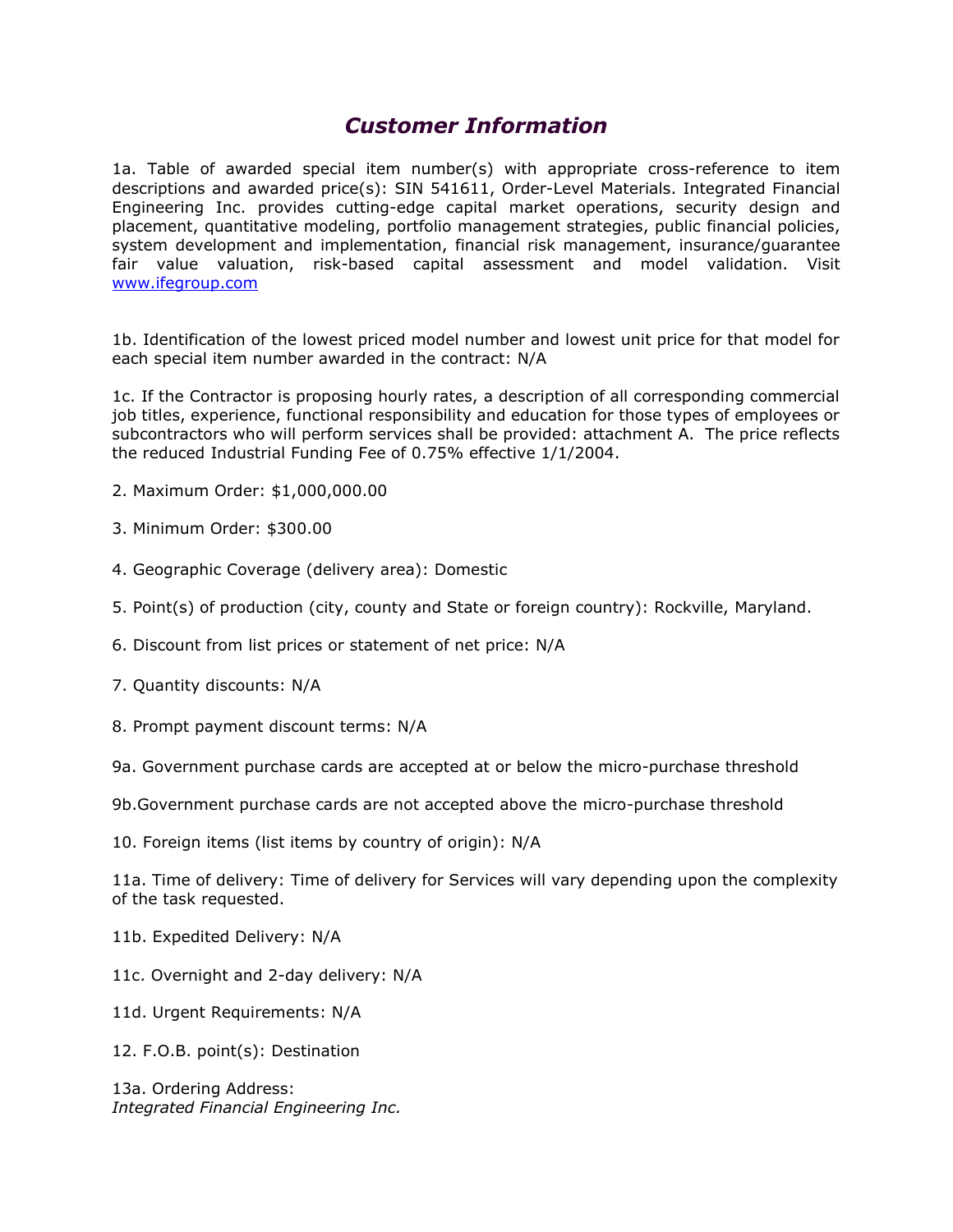# *Customer Information*

1a. Table of awarded special item number(s) with appropriate cross-reference to item descriptions and awarded price(s): SIN 541611, Order-Level Materials. Integrated Financial Engineering Inc. provides cutting-edge capital market operations, security design and placement, quantitative modeling, portfolio management strategies, public financial policies, system development and implementation, financial risk management, insurance/guarantee fair value valuation, risk-based capital assessment and model validation. Visit www.ifegroup.com

1b. Identification of the lowest priced model number and lowest unit price for that model for each special item number awarded in the contract: N/A

1c. If the Contractor is proposing hourly rates, a description of all corresponding commercial job titles, experience, functional responsibility and education for those types of employees or subcontractors who will perform services shall be provided: attachment A. The price reflects the reduced Industrial Funding Fee of 0.75% effective 1/1/2004.

2. Maximum Order: $1,000,000.00

3. Minimum Order: $300.00

4. Geographic Coverage (delivery area): Domestic

5. Point(s) of production (city, county and State or foreign country): Rockville, Maryland.

6. Discount from list prices or statement of net price: N/A

7. Quantity discounts: N/A

8. Prompt payment discount terms: N/A

9a. Government purchase cards are accepted at or below the micro-purchase threshold

9b.Government purchase cards are not accepted above the micro-purchase threshold

10. Foreign items (list items by country of origin): N/A

11a. Time of delivery: Time of delivery for Services will vary depending upon the complexity of the task requested.

11b. Expedited Delivery: N/A

11c. Overnight and 2-day delivery: N/A

11d. Urgent Requirements: N/A

12. F.O.B. point(s): Destination

13a. Ordering Address:
*Integrated Financial Engineering Inc.*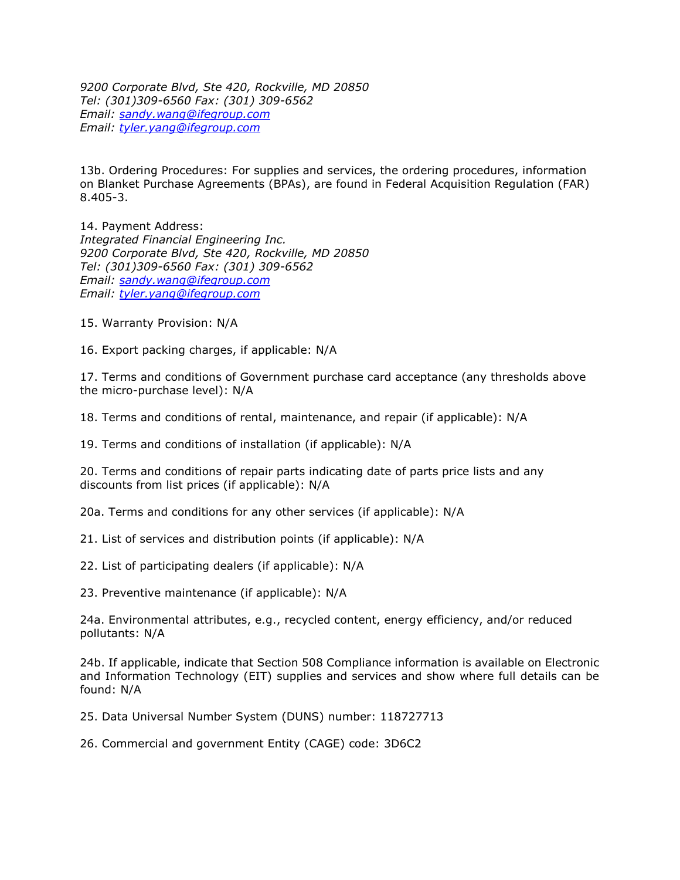*9200 Corporate Blvd, Ste 420, Rockville, MD 20850*
*Tel: (301)309-6560 Fax: (301) 309-6562*
*Email: sandy.wang@ifegroup.com*
*Email: tyler.yang@ifegroup.com*

13b. Ordering Procedures: For supplies and services, the ordering procedures, information on Blanket Purchase Agreements (BPAs), are found in Federal Acquisition Regulation (FAR) 8.405-3.

14. Payment Address:
*Integrated Financial Engineering Inc.*
*9200 Corporate Blvd, Ste 420, Rockville, MD 20850*
*Tel: (301)309-6560 Fax: (301) 309-6562*
*Email: sandy.wang@ifegroup.com*
*Email: tyler.yang@ifegroup.com*

15. Warranty Provision: N/A

16. Export packing charges, if applicable: N/A

17. Terms and conditions of Government purchase card acceptance (any thresholds above the micro-purchase level): N/A

18. Terms and conditions of rental, maintenance, and repair (if applicable): N/A

19. Terms and conditions of installation (if applicable): N/A

20. Terms and conditions of repair parts indicating date of parts price lists and any discounts from list prices (if applicable): N/A

20a. Terms and conditions for any other services (if applicable): N/A

21. List of services and distribution points (if applicable): N/A

22. List of participating dealers (if applicable): N/A

23. Preventive maintenance (if applicable): N/A

24a. Environmental attributes, e.g., recycled content, energy efficiency, and/or reduced pollutants: N/A

24b. If applicable, indicate that Section 508 Compliance information is available on Electronic and Information Technology (EIT) supplies and services and show where full details can be found: N/A

25. Data Universal Number System (DUNS) number: 118727713

26. Commercial and government Entity (CAGE) code: 3D6C2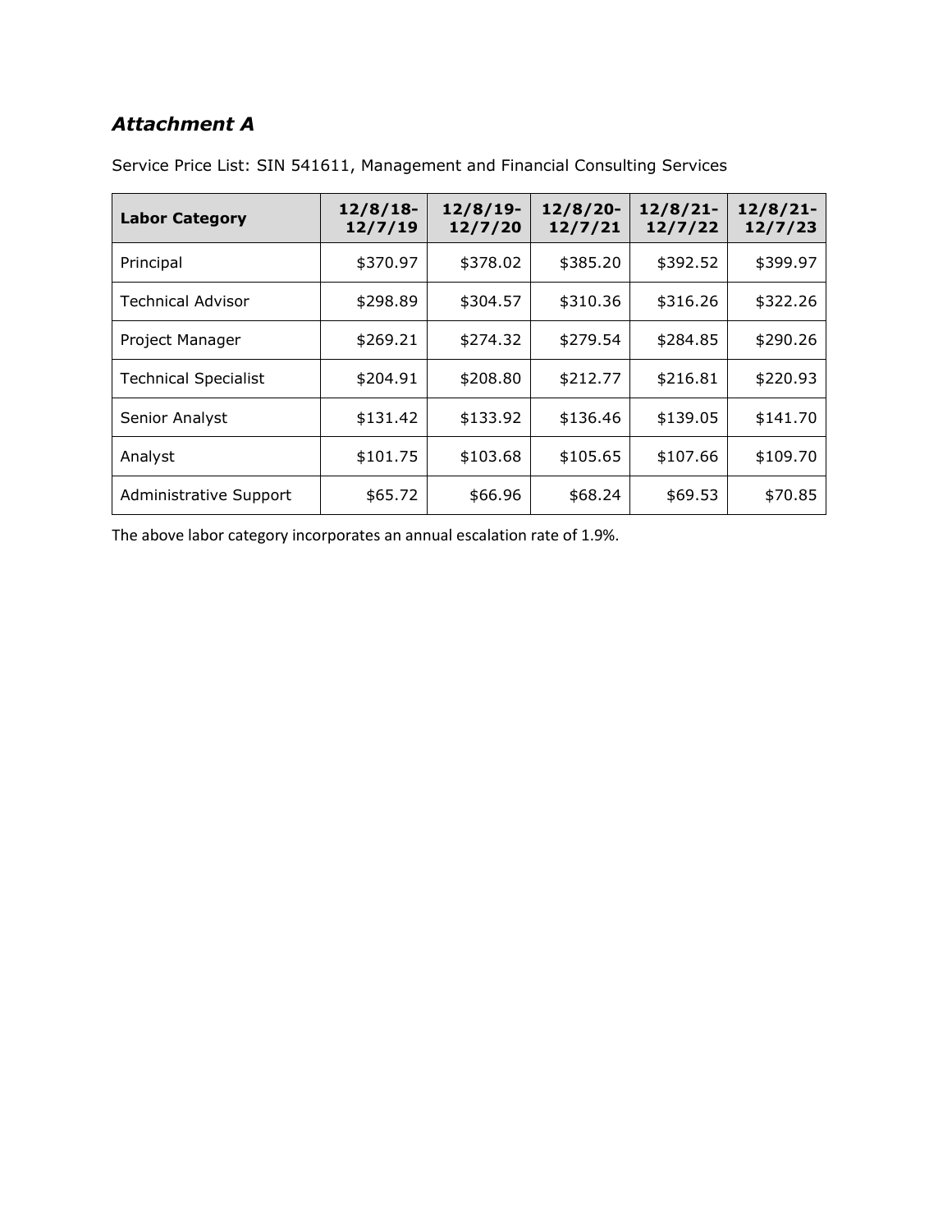## *Attachment A*

Service Price List: SIN 541611, Management and Financial Consulting Services

| Labor Category | 12/8/18-12/7/19 | 12/8/19-12/7/20 | 12/8/20-12/7/21 | 12/8/21-12/7/22 | 12/8/21-12/7/23 |
|---|---|---|---|---|---|
| Principal | $370.97 | $378.02 | $385.20 | $392.52 | $399.97 |
| Technical Advisor | $298.89 | $304.57 | $310.36 | $316.26 | $322.26 |
| Project Manager | $269.21 | $274.32 | $279.54 | $284.85 | $290.26 |
| Technical Specialist | $204.91 | $208.80 | $212.77 | $216.81 | $220.93 |
| Senior Analyst | $131.42 | $133.92 | $136.46 | $139.05 | $141.70 |
| Analyst | $101.75 | $103.68 | $105.65 | $107.66 | $109.70 |
| Administrative Support | $65.72 | $66.96 | $68.24 | $69.53 | $70.85 |

The above labor category incorporates an annual escalation rate of 1.9%.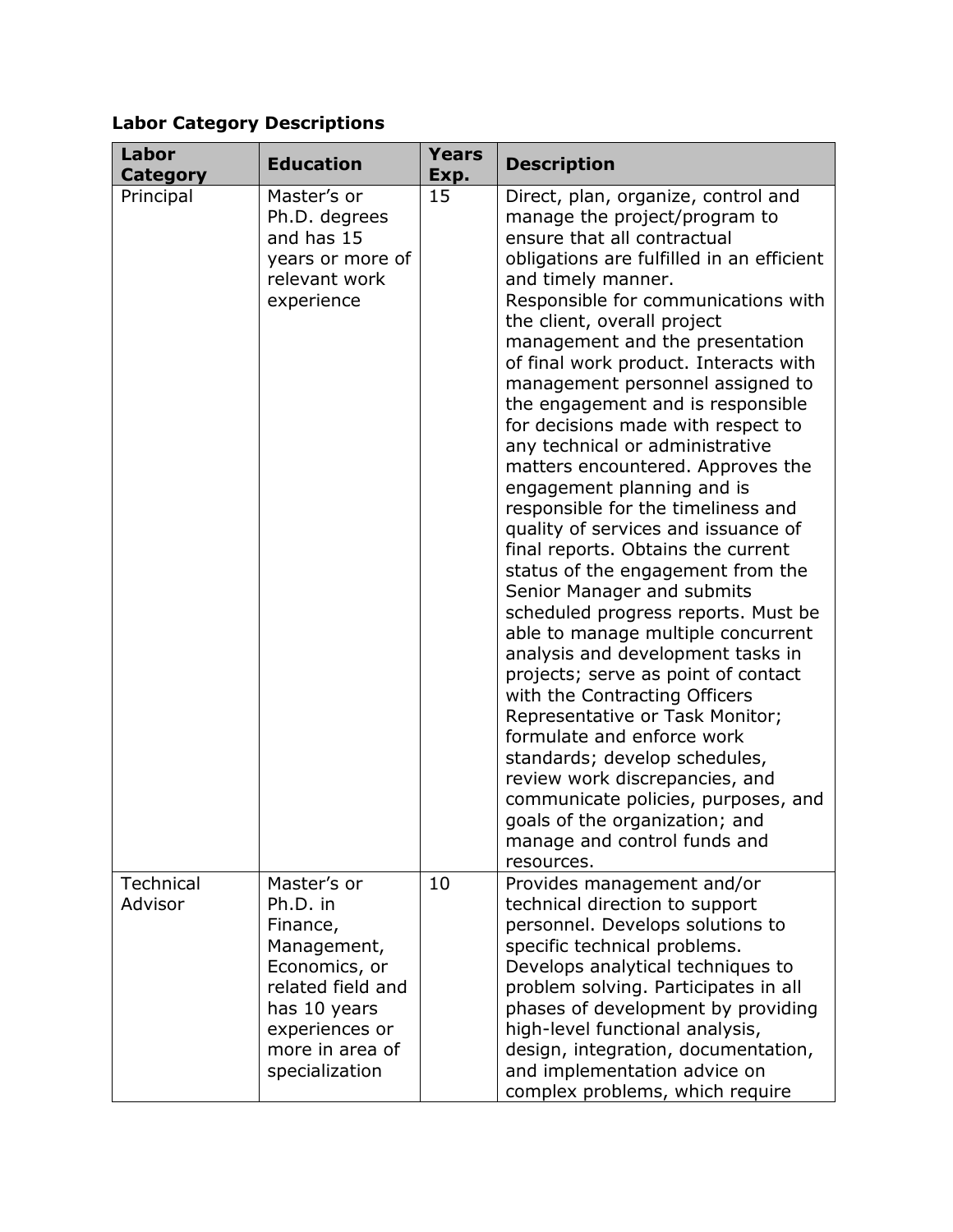**Labor Category Descriptions**

| Labor Category | Education | Years Exp. | Description |
|---|---|---|---|
| Principal | Master's or Ph.D. degrees and has 15 years or more of relevant work experience | 15 | Direct, plan, organize, control and manage the project/program to ensure that all contractual obligations are fulfilled in an efficient and timely manner. Responsible for communications with the client, overall project management and the presentation of final work product. Interacts with management personnel assigned to the engagement and is responsible for decisions made with respect to any technical or administrative matters encountered. Approves the engagement planning and is responsible for the timeliness and quality of services and issuance of final reports. Obtains the current status of the engagement from the Senior Manager and submits scheduled progress reports. Must be able to manage multiple concurrent analysis and development tasks in projects; serve as point of contact with the Contracting Officers Representative or Task Monitor; formulate and enforce work standards; develop schedules, review work discrepancies, and communicate policies, purposes, and goals of the organization; and manage and control funds and resources. |
| Technical Advisor | Master's or Ph.D. in Finance, Management, Economics, or related field and has 10 years experiences or more in area of specialization | 10 | Provides management and/or technical direction to support personnel. Develops solutions to specific technical problems. Develops analytical techniques to problem solving. Participates in all phases of development by providing high-level functional analysis, design, integration, documentation, and implementation advice on complex problems, which require |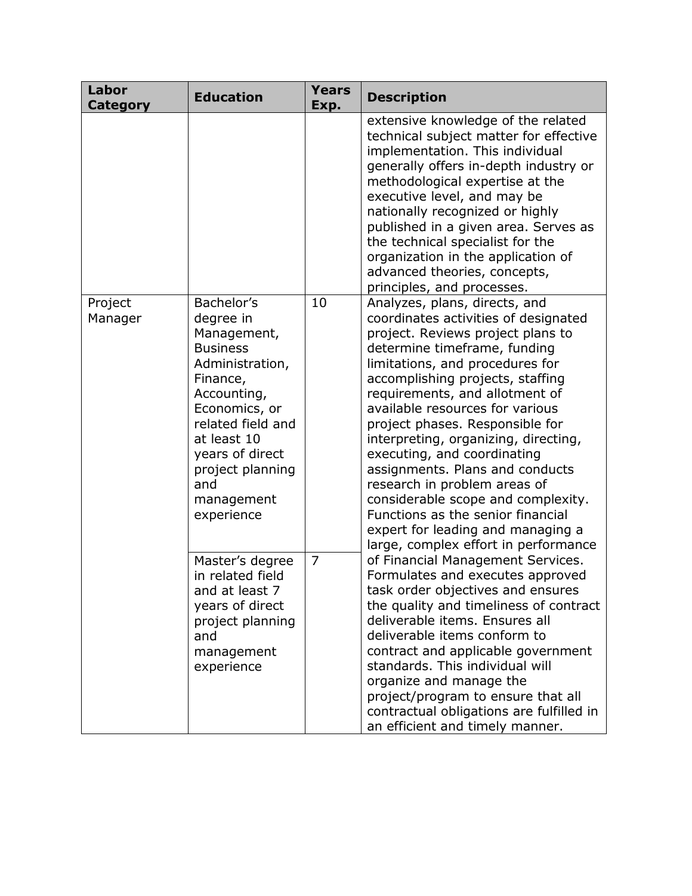| Labor Category | Education | Years Exp. | Description |
| --- | --- | --- | --- |
| | | | extensive knowledge of the related technical subject matter for effective implementation. This individual generally offers in-depth industry or methodological expertise at the executive level, and may be nationally recognized or highly published in a given area. Serves as the technical specialist for the organization in the application of advanced theories, concepts, principles, and processes. |
| Project Manager | Bachelor's degree in Management, Business Administration, Finance, Accounting, Economics, or related field and at least 10 years of direct project planning and management experience | 10 | Analyzes, plans, directs, and coordinates activities of designated project. Reviews project plans to determine timeframe, funding limitations, and procedures for accomplishing projects, staffing requirements, and allotment of available resources for various project phases. Responsible for interpreting, organizing, directing, executing, and coordinating assignments. Plans and conducts research in problem areas of considerable scope and complexity. Functions as the senior financial expert for leading and managing a large, complex effort in performance of Financial Management Services. Formulates and executes approved task order objectives and ensures the quality and timeliness of contract deliverable items. Ensures all deliverable items conform to contract and applicable government standards. This individual will organize and manage the project/program to ensure that all contractual obligations are fulfilled in an efficient and timely manner. |
| | Master's degree in related field and at least 7 years of direct project planning and management experience | 7 | |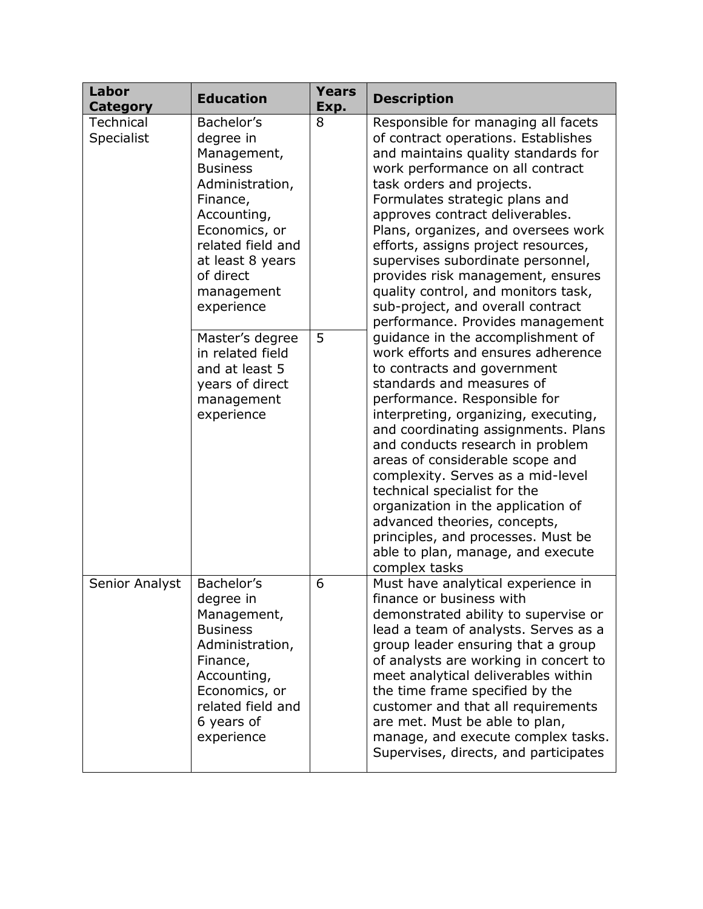| Labor Category | Education | Years Exp. | Description |
|---|---|---|---|
| Technical Specialist | Bachelor's degree in Management, Business Administration, Finance, Accounting, Economics, or related field and at least 8 years of direct management experience | 8 | Responsible for managing all facets of contract operations. Establishes and maintains quality standards for work performance on all contract task orders and projects. Formulates strategic plans and approves contract deliverables. Plans, organizes, and oversees work efforts, assigns project resources, supervises subordinate personnel, provides risk management, ensures quality control, and monitors task, sub-project, and overall contract performance. Provides management guidance in the accomplishment of work efforts and ensures adherence to contracts and government standards and measures of performance. Responsible for interpreting, organizing, executing, and coordinating assignments. Plans and conducts research in problem areas of considerable scope and complexity. Serves as a mid-level technical specialist for the organization in the application of advanced theories, concepts, principles, and processes. Must be able to plan, manage, and execute complex tasks |
| | Master's degree in related field and at least 5 years of direct management experience | 5 | |
| Senior Analyst | Bachelor's degree in Management, Business Administration, Finance, Accounting, Economics, or related field and 6 years of experience | 6 | Must have analytical experience in finance or business with demonstrated ability to supervise or lead a team of analysts. Serves as a group leader ensuring that a group of analysts are working in concert to meet analytical deliverables within the time frame specified by the customer and that all requirements are met. Must be able to plan, manage, and execute complex tasks. Supervises, directs, and participates |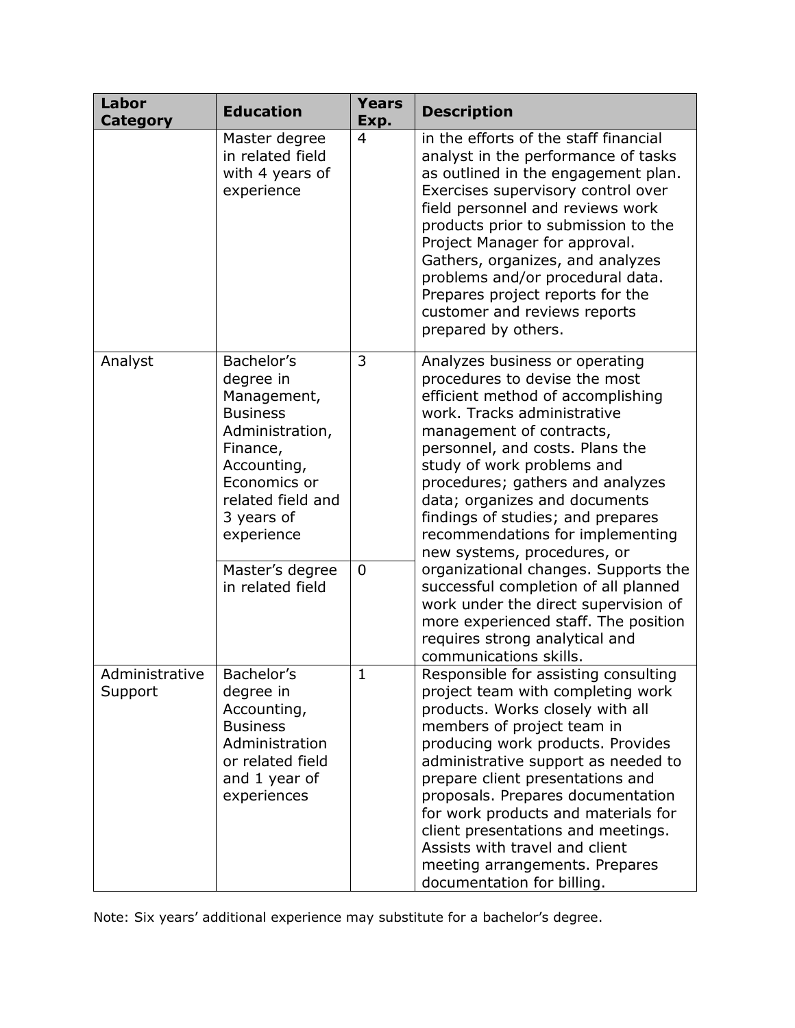| Labor Category | Education | Years Exp. | Description |
|---|---|---|---|
| | Master degree in related field with 4 years of experience | 4 | in the efforts of the staff financial analyst in the performance of tasks as outlined in the engagement plan. Exercises supervisory control over field personnel and reviews work products prior to submission to the Project Manager for approval. Gathers, organizes, and analyzes problems and/or procedural data. Prepares project reports for the customer and reviews reports prepared by others. |
| Analyst | Bachelor's degree in Management, Business Administration, Finance, Accounting, Economics or related field and 3 years of experience | 3 | Analyzes business or operating procedures to devise the most efficient method of accomplishing work. Tracks administrative management of contracts, personnel, and costs. Plans the study of work problems and procedures; gathers and analyzes data; organizes and documents findings of studies; and prepares recommendations for implementing new systems, procedures, or organizational changes. Supports the successful completion of all planned work under the direct supervision of more experienced staff. The position requires strong analytical and communications skills. |
| | Master's degree in related field | 0 | |
| Administrative Support | Bachelor's degree in Accounting, Business Administration or related field and 1 year of experiences | 1 | Responsible for assisting consulting project team with completing work products. Works closely with all members of project team in producing work products. Provides administrative support as needed to prepare client presentations and proposals. Prepares documentation for work products and materials for client presentations and meetings. Assists with travel and client meeting arrangements. Prepares documentation for billing. |

Note: Six years' additional experience may substitute for a bachelor's degree.